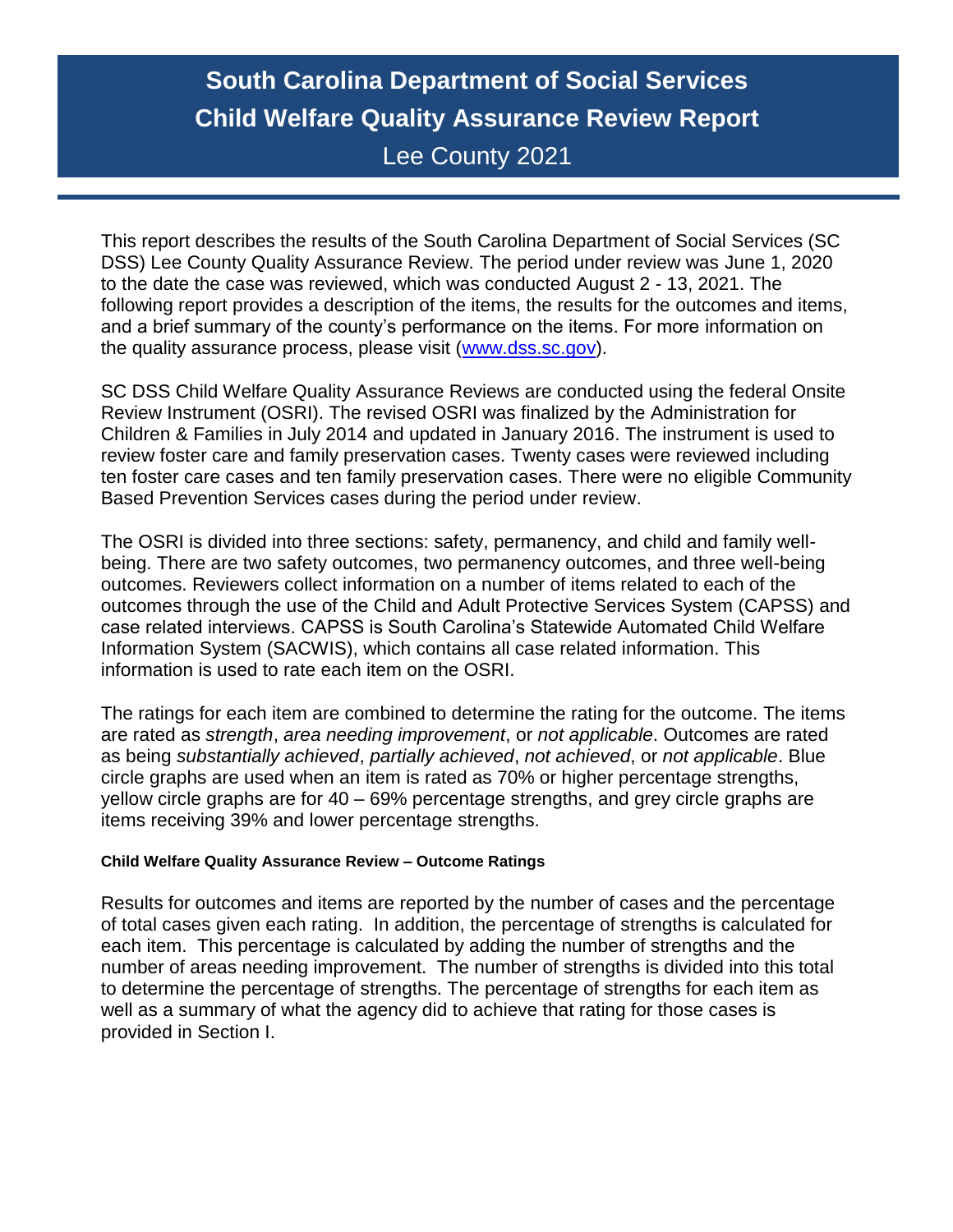# South Carolina Department of Social Services
# Child Welfare Quality Assurance Review Report
## Lee County 2021

This report describes the results of the South Carolina Department of Social Services (SC DSS) Lee County Quality Assurance Review. The period under review was June 1, 2020 to the date the case was reviewed, which was conducted August 2 - 13, 2021. The following report provides a description of the items, the results for the outcomes and items, and a brief summary of the county's performance on the items. For more information on the quality assurance process, please visit (www.dss.sc.gov).

SC DSS Child Welfare Quality Assurance Reviews are conducted using the federal Onsite Review Instrument (OSRI). The revised OSRI was finalized by the Administration for Children & Families in July 2014 and updated in January 2016. The instrument is used to review foster care and family preservation cases. Twenty cases were reviewed including ten foster care cases and ten family preservation cases. There were no eligible Community Based Prevention Services cases during the period under review.

The OSRI is divided into three sections: safety, permanency, and child and family well-being. There are two safety outcomes, two permanency outcomes, and three well-being outcomes. Reviewers collect information on a number of items related to each of the outcomes through the use of the Child and Adult Protective Services System (CAPSS) and case related interviews. CAPSS is South Carolina's Statewide Automated Child Welfare Information System (SACWIS), which contains all case related information. This information is used to rate each item on the OSRI.

The ratings for each item are combined to determine the rating for the outcome. The items are rated as *strength*, *area needing improvement*, or *not applicable*. Outcomes are rated as being *substantially achieved*, *partially achieved*, *not achieved*, or *not applicable*. Blue circle graphs are used when an item is rated as 70% or higher percentage strengths, yellow circle graphs are for 40 – 69% percentage strengths, and grey circle graphs are items receiving 39% and lower percentage strengths.

#### Child Welfare Quality Assurance Review – Outcome Ratings

Results for outcomes and items are reported by the number of cases and the percentage of total cases given each rating. In addition, the percentage of strengths is calculated for each item. This percentage is calculated by adding the number of strengths and the number of areas needing improvement. The number of strengths is divided into this total to determine the percentage of strengths. The percentage of strengths for each item as well as a summary of what the agency did to achieve that rating for those cases is provided in Section I.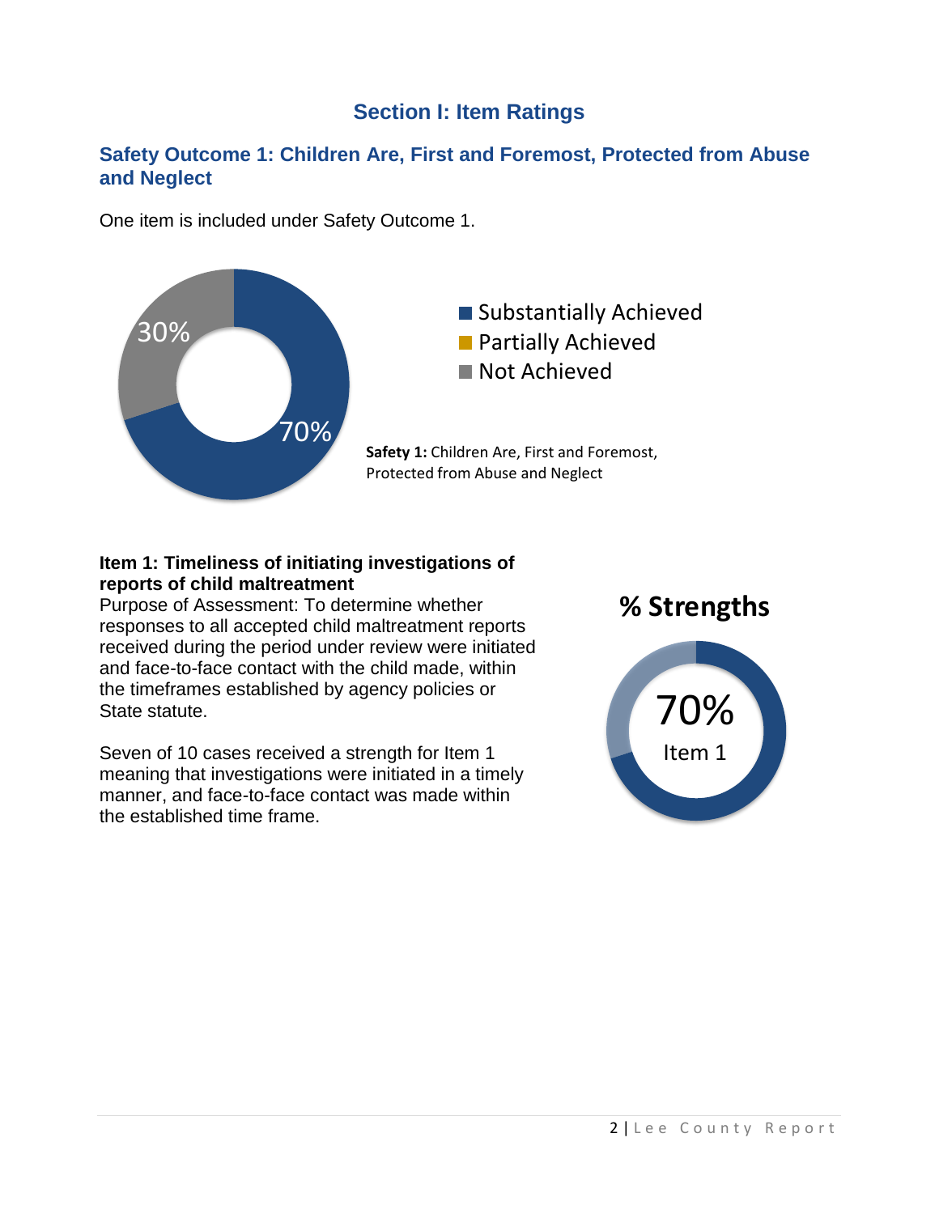# Section I: Item Ratings

## Safety Outcome 1: Children Are, First and Foremost, Protected from Abuse and Neglect

One item is included under Safety Outcome 1.

30%

70%

- Substantially Achieved
- Partially Achieved
- Not Achieved

**Safety 1:** Children Are, First and Foremost, Protected from Abuse and Neglect

**Item 1: Timeliness of initiating investigations of reports of child maltreatment**

Purpose of Assessment: To determine whether responses to all accepted child maltreatment reports received during the period under review were initiated and face-to-face contact with the child made, within the timeframes established by agency policies or State statute.

Seven of 10 cases received a strength for Item 1 meaning that investigations were initiated in a timely manner, and face-to-face contact was made within the established time frame.

**% Strengths**

70%

Item 1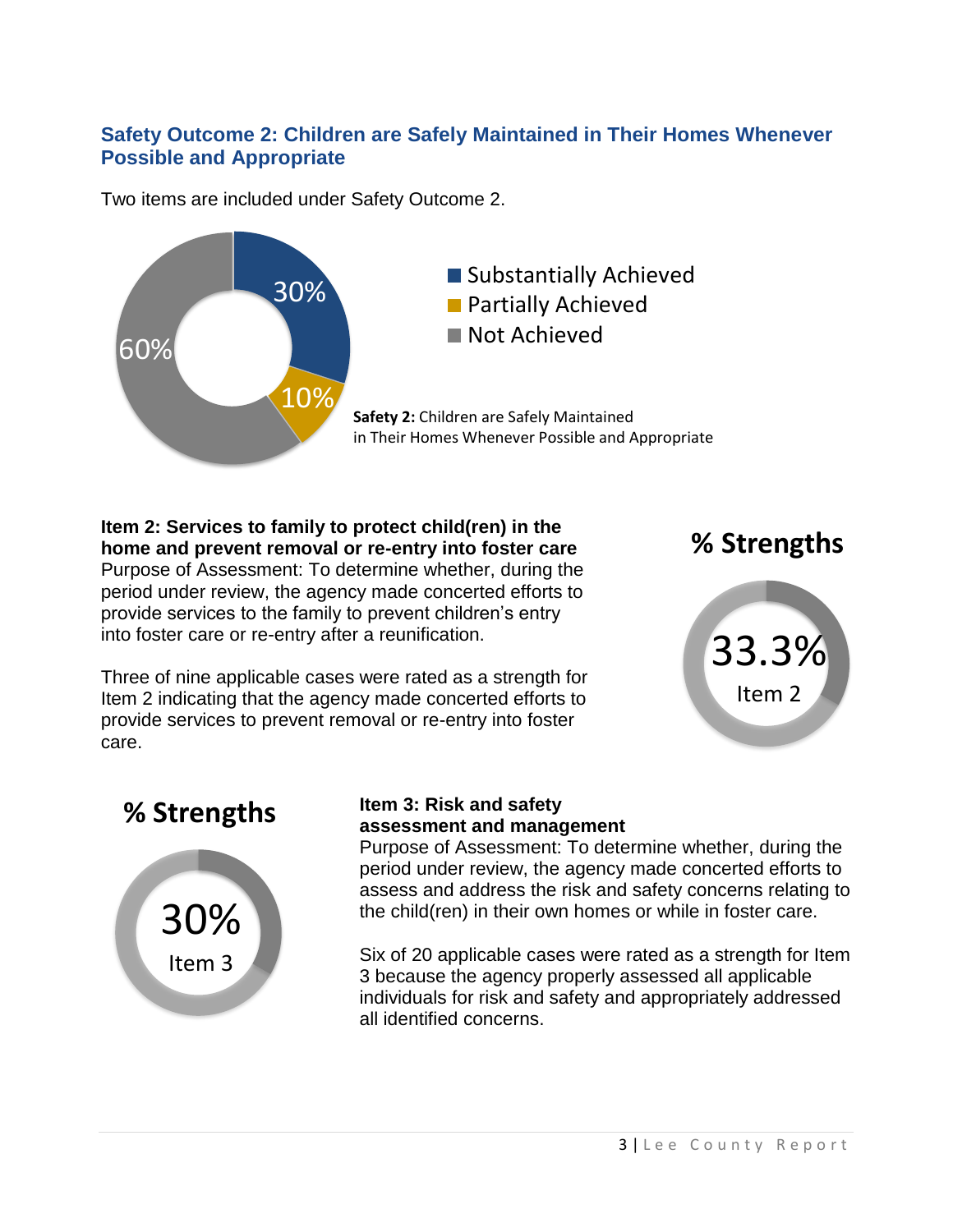### Safety Outcome 2: Children are Safely Maintained in Their Homes Whenever Possible and Appropriate

Two items are included under Safety Outcome 2.

- Substantially Achieved: 30%
- Partially Achieved: 10%
- Not Achieved: 60%

**Safety 2:** Children are Safely Maintained in Their Homes Whenever Possible and Appropriate

**Item 2: Services to family to protect child(ren) in the home and prevent removal or re-entry into foster care**

Purpose of Assessment: To determine whether, during the period under review, the agency made concerted efforts to provide services to the family to prevent children's entry into foster care or re-entry after a reunification.

Three of nine applicable cases were rated as a strength for Item 2 indicating that the agency made concerted efforts to provide services to prevent removal or re-entry into foster care.

**% Strengths**

33.3%
Item 2

**% Strengths**

30%
Item 3

**Item 3: Risk and safety assessment and management**

Purpose of Assessment: To determine whether, during the period under review, the agency made concerted efforts to assess and address the risk and safety concerns relating to the child(ren) in their own homes or while in foster care.

Six of 20 applicable cases were rated as a strength for Item 3 because the agency properly assessed all applicable individuals for risk and safety and appropriately addressed all identified concerns.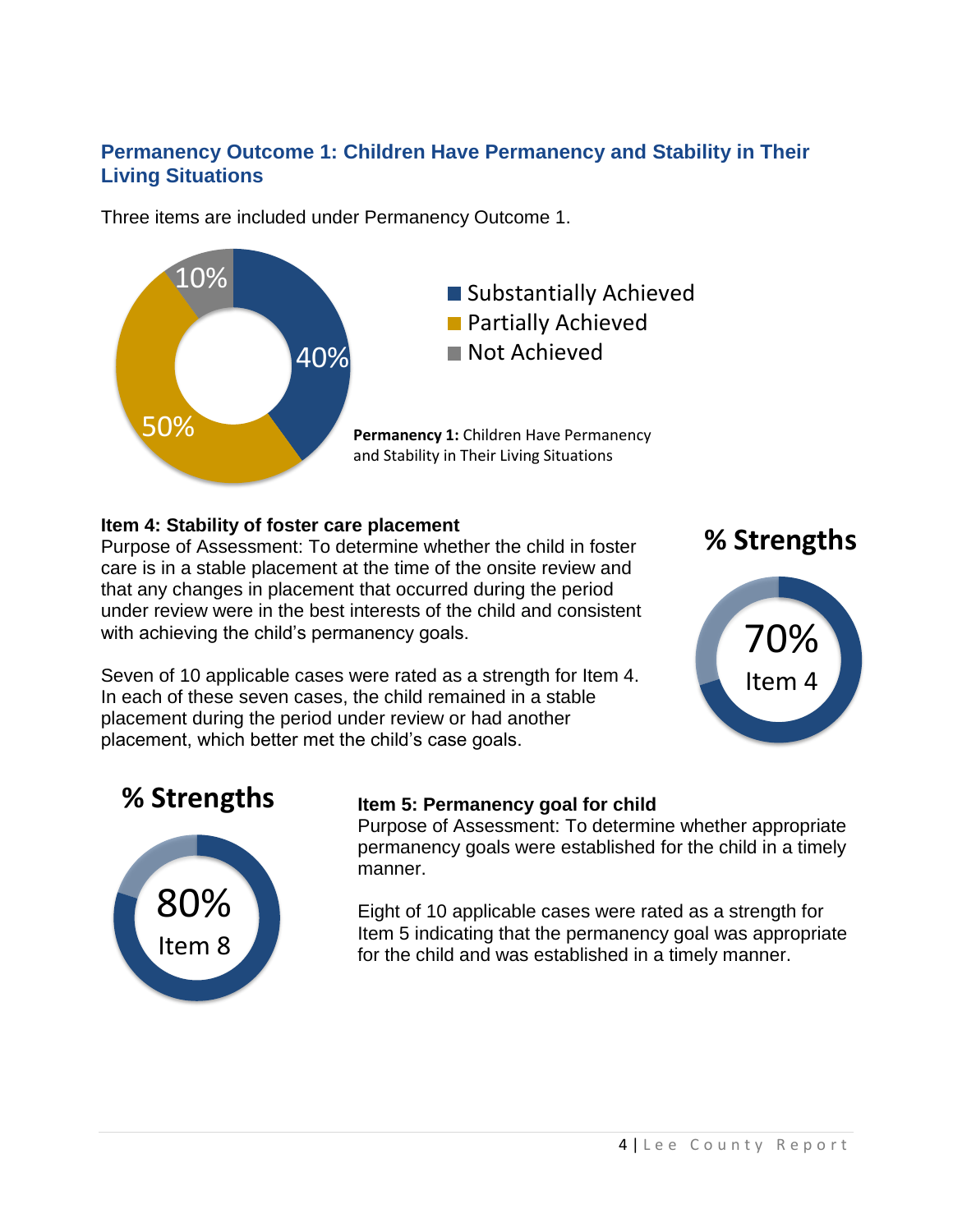## Permanency Outcome 1: Children Have Permanency and Stability in Their Living Situations

Three items are included under Permanency Outcome 1.

- Substantially Achieved: 40%
- Partially Achieved: 50%
- Not Achieved: 10%

**Permanency 1:** Children Have Permanency and Stability in Their Living Situations

**Item 4: Stability of foster care placement**

Purpose of Assessment: To determine whether the child in foster care is in a stable placement at the time of the onsite review and that any changes in placement that occurred during the period under review were in the best interests of the child and consistent with achieving the child's permanency goals.

Seven of 10 applicable cases were rated as a strength for Item 4. In each of these seven cases, the child remained in a stable placement during the period under review or had another placement, which better met the child's case goals.

**% Strengths**

70%
Item 4

**% Strengths**

80%
Item 8

**Item 5: Permanency goal for child**

Purpose of Assessment: To determine whether appropriate permanency goals were established for the child in a timely manner.

Eight of 10 applicable cases were rated as a strength for Item 5 indicating that the permanency goal was appropriate for the child and was established in a timely manner.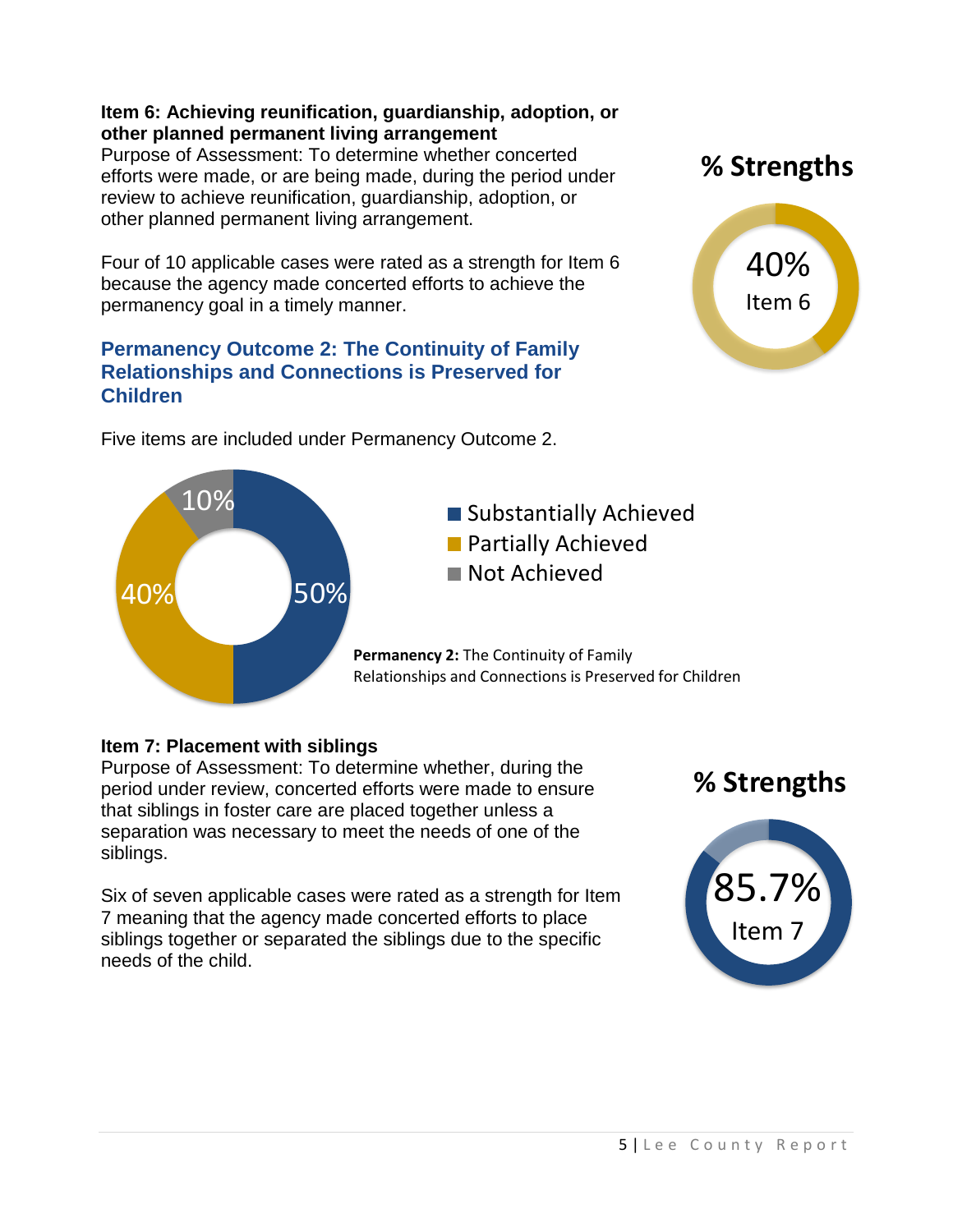**Item 6: Achieving reunification, guardianship, adoption, or other planned permanent living arrangement**

Purpose of Assessment: To determine whether concerted efforts were made, or are being made, during the period under review to achieve reunification, guardianship, adoption, or other planned permanent living arrangement.

Four of 10 applicable cases were rated as a strength for Item 6 because the agency made concerted efforts to achieve the permanency goal in a timely manner.

**% Strengths**

40%
Item 6

## Permanency Outcome 2: The Continuity of Family Relationships and Connections is Preserved for Children

Five items are included under Permanency Outcome 2.

- Substantially Achieved: 50%
- Partially Achieved: 40%
- Not Achieved: 10%

**Permanency 2:** The Continuity of Family Relationships and Connections is Preserved for Children

**Item 7: Placement with siblings**

Purpose of Assessment: To determine whether, during the period under review, concerted efforts were made to ensure that siblings in foster care are placed together unless a separation was necessary to meet the needs of one of the siblings.

Six of seven applicable cases were rated as a strength for Item 7 meaning that the agency made concerted efforts to place siblings together or separated the siblings due to the specific needs of the child.

**% Strengths**

85.7%
Item 7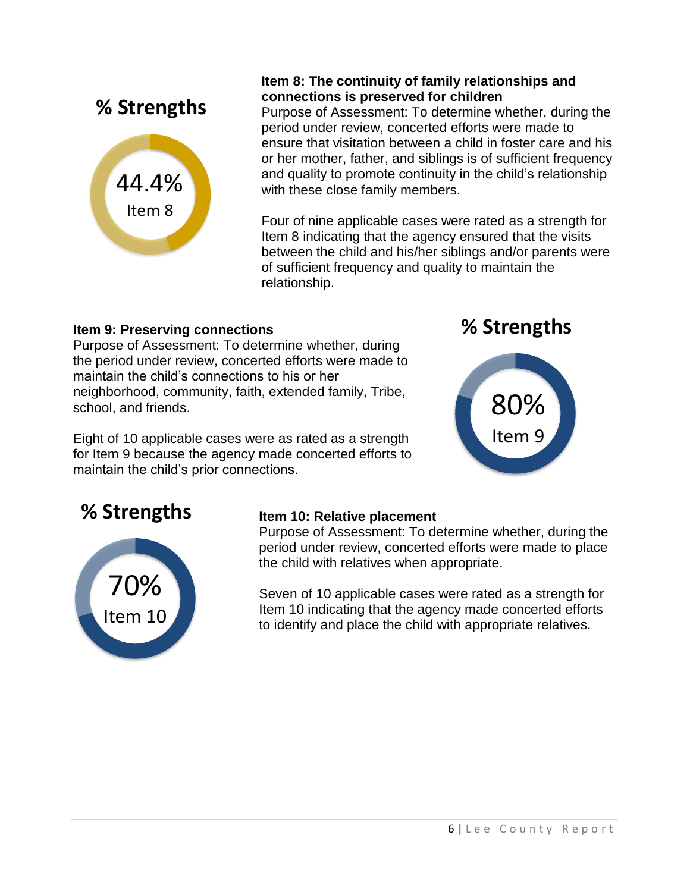## % Strengths

44.4%
Item 8

**Item 8: The continuity of family relationships and connections is preserved for children**

Purpose of Assessment: To determine whether, during the period under review, concerted efforts were made to ensure that visitation between a child in foster care and his or her mother, father, and siblings is of sufficient frequency and quality to promote continuity in the child's relationship with these close family members.

Four of nine applicable cases were rated as a strength for Item 8 indicating that the agency ensured that the visits between the child and his/her siblings and/or parents were of sufficient frequency and quality to maintain the relationship.

**Item 9: Preserving connections**

Purpose of Assessment: To determine whether, during the period under review, concerted efforts were made to maintain the child's connections to his or her neighborhood, community, faith, extended family, Tribe, school, and friends.

Eight of 10 applicable cases were as rated as a strength for Item 9 because the agency made concerted efforts to maintain the child's prior connections.

## % Strengths

80%
Item 9

## % Strengths

70%
Item 10

**Item 10: Relative placement**

Purpose of Assessment: To determine whether, during the period under review, concerted efforts were made to place the child with relatives when appropriate.

Seven of 10 applicable cases were rated as a strength for Item 10 indicating that the agency made concerted efforts to identify and place the child with appropriate relatives.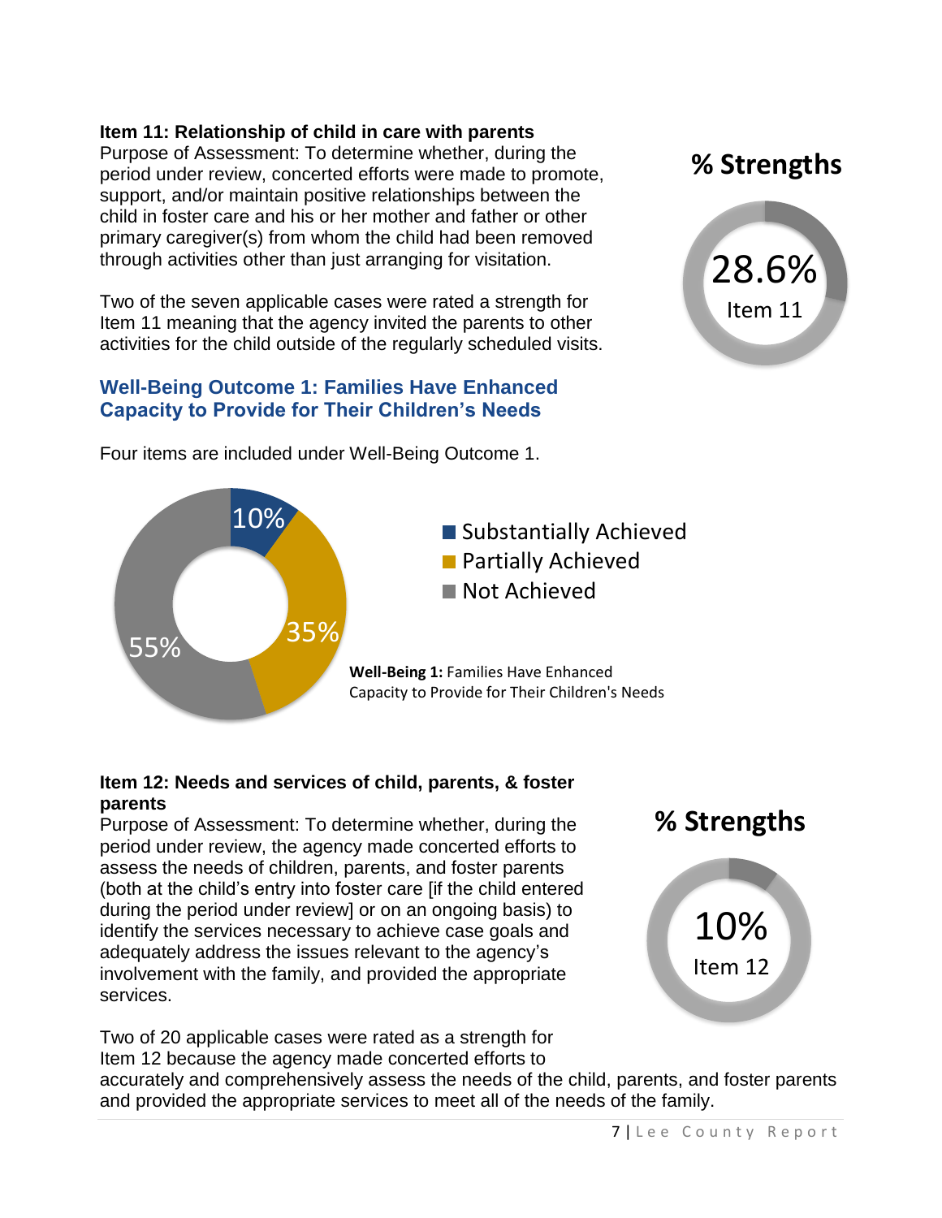**Item 11: Relationship of child in care with parents**
Purpose of Assessment: To determine whether, during the period under review, concerted efforts were made to promote, support, and/or maintain positive relationships between the child in foster care and his or her mother and father or other primary caregiver(s) from whom the child had been removed through activities other than just arranging for visitation.

Two of the seven applicable cases were rated a strength for Item 11 meaning that the agency invited the parents to other activities for the child outside of the regularly scheduled visits.

**% Strengths**

28.6%
Item 11

### Well-Being Outcome 1: Families Have Enhanced Capacity to Provide for Their Children's Needs

Four items are included under Well-Being Outcome 1.

| Rating | Percent |
|---|---|
| Substantially Achieved | 10% |
| Partially Achieved | 35% |
| Not Achieved | 55% |

**Well-Being 1:** Families Have Enhanced Capacity to Provide for Their Children's Needs

**Item 12: Needs and services of child, parents, & foster parents**
Purpose of Assessment: To determine whether, during the period under review, the agency made concerted efforts to assess the needs of children, parents, and foster parents (both at the child's entry into foster care [if the child entered during the period under review] or on an ongoing basis) to identify the services necessary to achieve case goals and adequately address the issues relevant to the agency's involvement with the family, and provided the appropriate services.

**% Strengths**

10%
Item 12

Two of 20 applicable cases were rated as a strength for Item 12 because the agency made concerted efforts to accurately and comprehensively assess the needs of the child, parents, and foster parents and provided the appropriate services to meet all of the needs of the family.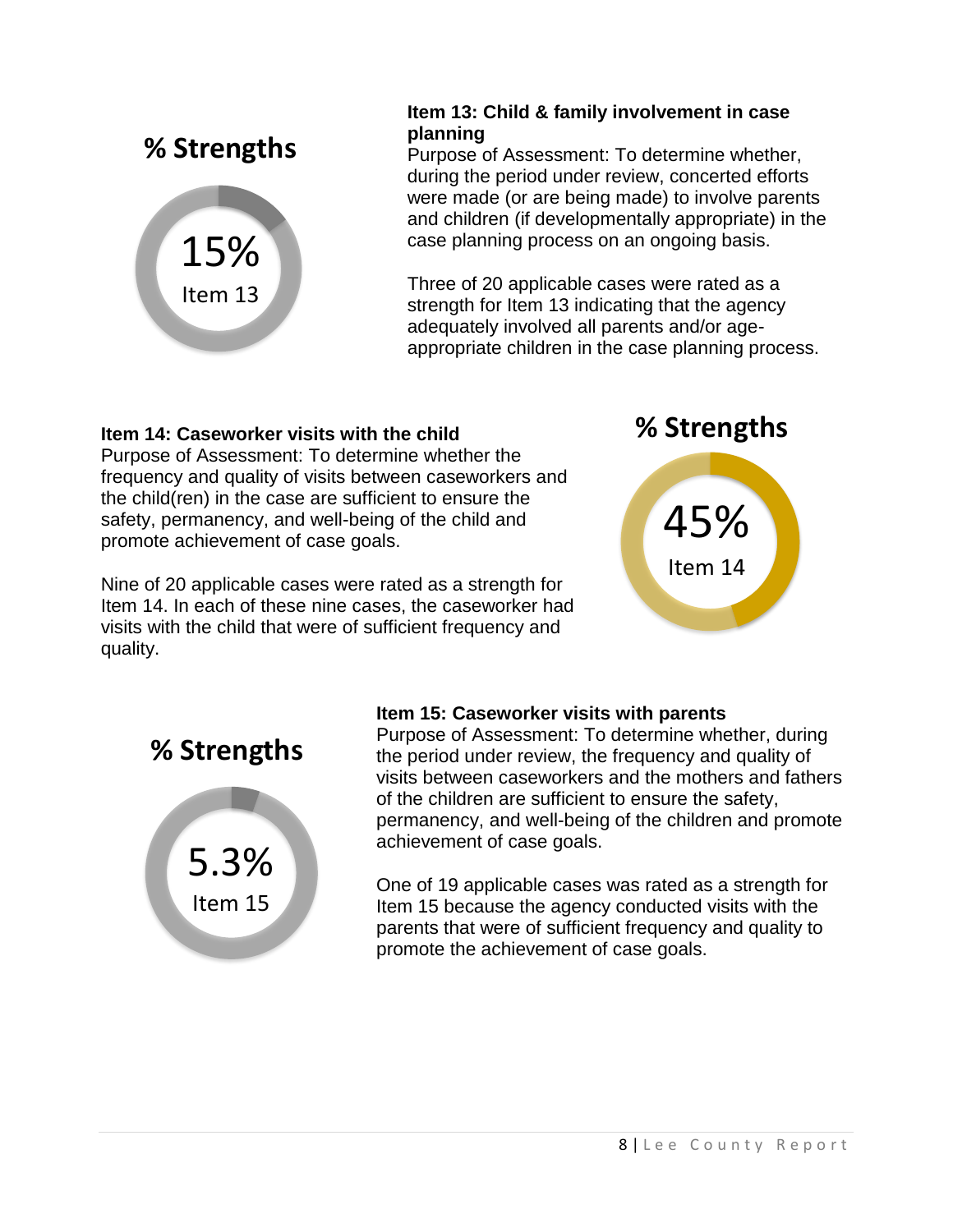**% Strengths**

15%

Item 13

**Item 13: Child & family involvement in case planning**

Purpose of Assessment: To determine whether, during the period under review, concerted efforts were made (or are being made) to involve parents and children (if developmentally appropriate) in the case planning process on an ongoing basis.

Three of 20 applicable cases were rated as a strength for Item 13 indicating that the agency adequately involved all parents and/or age-appropriate children in the case planning process.

**Item 14: Caseworker visits with the child**

Purpose of Assessment: To determine whether the frequency and quality of visits between caseworkers and the child(ren) in the case are sufficient to ensure the safety, permanency, and well-being of the child and promote achievement of case goals.

Nine of 20 applicable cases were rated as a strength for Item 14. In each of these nine cases, the caseworker had visits with the child that were of sufficient frequency and quality.

**% Strengths**

45%

Item 14

**% Strengths**

5.3%

Item 15

**Item 15: Caseworker visits with parents**

Purpose of Assessment: To determine whether, during the period under review, the frequency and quality of visits between caseworkers and the mothers and fathers of the children are sufficient to ensure the safety, permanency, and well-being of the children and promote achievement of case goals.

One of 19 applicable cases was rated as a strength for Item 15 because the agency conducted visits with the parents that were of sufficient frequency and quality to promote the achievement of case goals.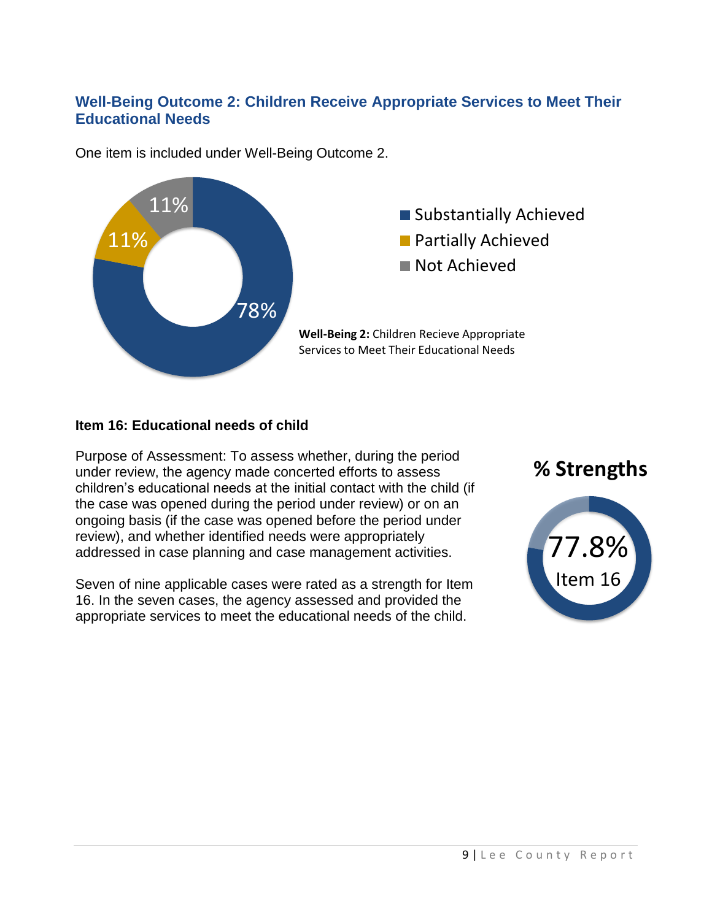### Well-Being Outcome 2: Children Receive Appropriate Services to Meet Their Educational Needs

One item is included under Well-Being Outcome 2.

11%

11%

78%

Substantially Achieved
Partially Achieved
Not Achieved

**Well-Being 2:** Children Recieve Appropriate Services to Meet Their Educational Needs

#### Item 16: Educational needs of child

Purpose of Assessment: To assess whether, during the period under review, the agency made concerted efforts to assess children's educational needs at the initial contact with the child (if the case was opened during the period under review) or on an ongoing basis (if the case was opened before the period under review), and whether identified needs were appropriately addressed in case planning and case management activities.

Seven of nine applicable cases were rated as a strength for Item 16. In the seven cases, the agency assessed and provided the appropriate services to meet the educational needs of the child.

**% Strengths**

77.8%
Item 16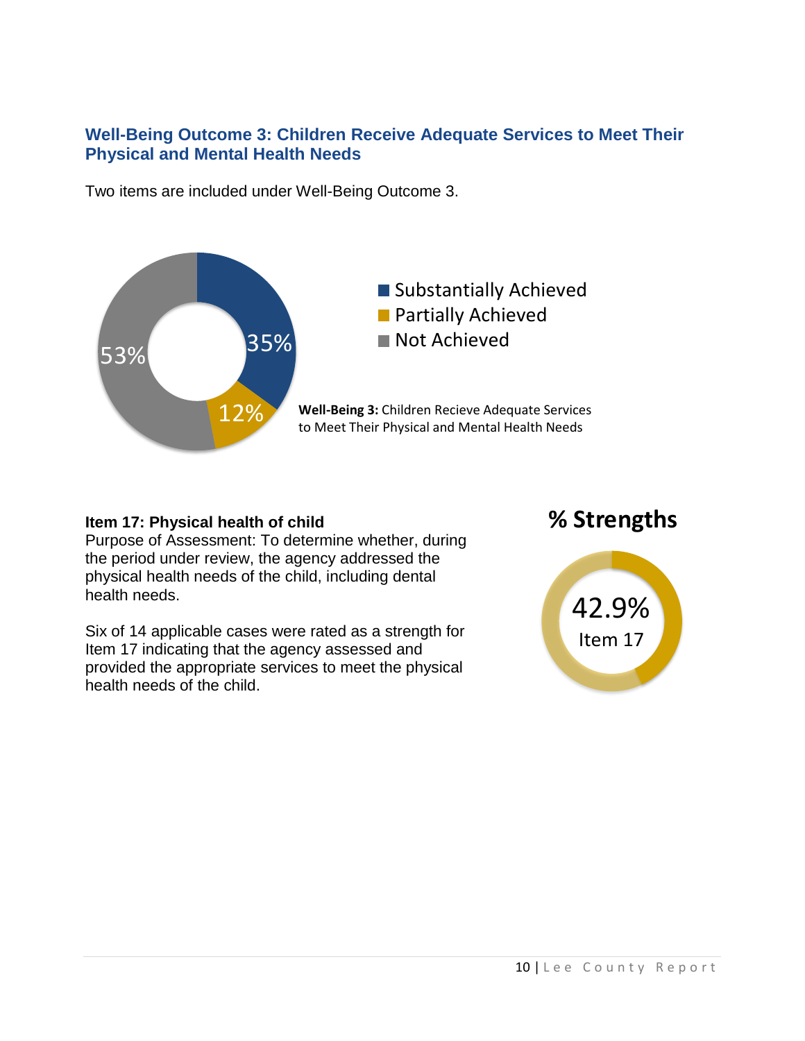### Well-Being Outcome 3: Children Receive Adequate Services to Meet Their Physical and Mental Health Needs

Two items are included under Well-Being Outcome 3.

53%

35%

12%

Substantially Achieved
Partially Achieved
Not Achieved

**Well-Being 3:** Children Recieve Adequate Services to Meet Their Physical and Mental Health Needs

**Item 17: Physical health of child**
Purpose of Assessment: To determine whether, during the period under review, the agency addressed the physical health needs of the child, including dental health needs.

Six of 14 applicable cases were rated as a strength for Item 17 indicating that the agency assessed and provided the appropriate services to meet the physical health needs of the child.

**% Strengths**

42.9%
Item 17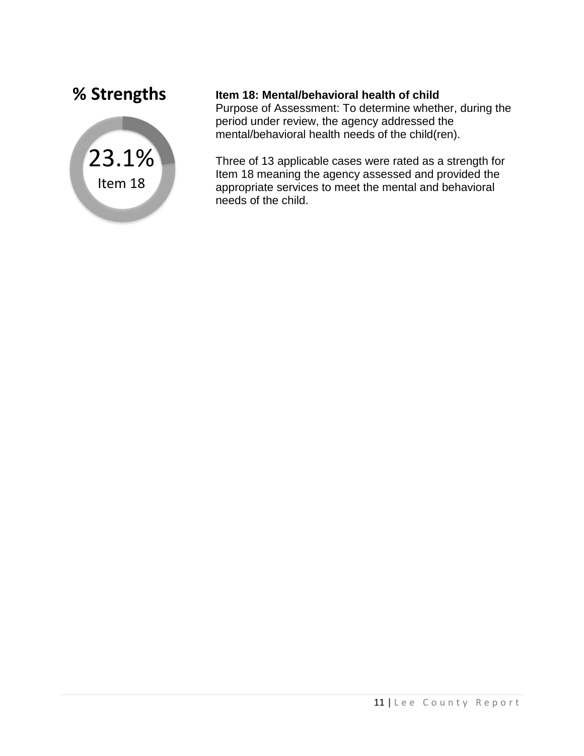## % Strengths

23.1%
Item 18

**Item 18: Mental/behavioral health of child**
Purpose of Assessment: To determine whether, during the period under review, the agency addressed the mental/behavioral health needs of the child(ren).

Three of 13 applicable cases were rated as a strength for Item 18 meaning the agency assessed and provided the appropriate services to meet the mental and behavioral needs of the child.